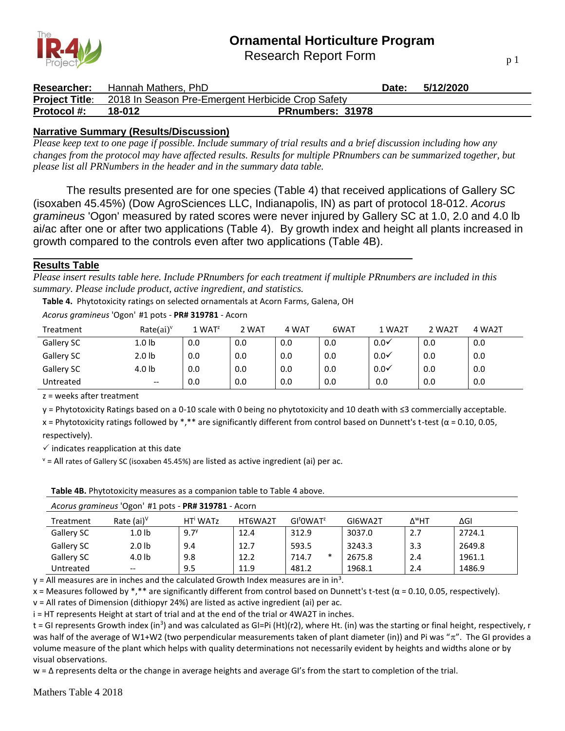# Ornamental Horticulture Program
Research Report Form

| **Researcher:** | Hannah Mathers, PhD | **Date:** | **5/12/2020** |
|---|---|---|---|
| **Project Title**: | 2018 In Season Pre-Emergent Herbicide Crop Safety | | |
| **Protocol #:** | **18-012** | **PRnumbers: 31978** | |

## Narrative Summary (Results/Discussion)

*Please keep text to one page if possible. Include summary of trial results and a brief discussion including how any changes from the protocol may have affected results. Results for multiple PRnumbers can be summarized together, but please list all PRNumbers in the header and in the summary data table.*

The results presented are for one species (Table 4) that received applications of Gallery SC (isoxaben 45.45%) (Dow AgroSciences LLC, Indianapolis, IN) as part of protocol 18-012. *Acorus gramineus* 'Ogon' measured by rated scores were never injured by Gallery SC at 1.0, 2.0 and 4.0 lb ai/ac after one or after two applications (Table 4). By growth index and height all plants increased in growth compared to the controls even after two applications (Table 4B).

## Results Table

*Please insert results table here. Include PRnumbers for each treatment if multiple PRnumbers are included in this summary. Please include product, active ingredient, and statistics.*

**Table 4.** Phytotoxicity ratings on selected ornamentals at Acorn Farms, Galena, OH

*Acorus gramineus* 'Ogon' #1 pots - **PR# 319781** - Acorn

| Treatment | Rate(ai)[v] | 1 WAT[z] | 2 WAT | 4 WAT | 6WAT | 1 WA2T | 2 WA2T | 4 WA2T |
|---|---|---|---|---|---|---|---|---|
| Gallery SC | 1.0 lb | 0.0 | 0.0 | 0.0 | 0.0 | 0.0✓ | 0.0 | 0.0 |
| Gallery SC | 2.0 lb | 0.0 | 0.0 | 0.0 | 0.0 | 0.0✓ | 0.0 | 0.0 |
| Gallery SC | 4.0 lb | 0.0 | 0.0 | 0.0 | 0.0 | 0.0✓ | 0.0 | 0.0 |
| Untreated | -- | 0.0 | 0.0 | 0.0 | 0.0 | 0.0 | 0.0 | 0.0 |

z = weeks after treatment

y = Phytotoxicity Ratings based on a 0-10 scale with 0 being no phytotoxicity and 10 death with ≤3 commercially acceptable.

x = Phytotoxicity ratings followed by *,** are significantly different from control based on Dunnett's t-test ($\alpha$ = 0.10, 0.05, respectively).

✓ indicates reapplication at this date

v = All rates of Gallery SC (isoxaben 45.45%) are listed as active ingredient (ai) per ac.

**Table 4B.** Phytotoxicity measures as a companion table to Table 4 above.

*Acorus gramineus* 'Ogon' #1 pots - **PR# 319781** - Acorn

| Treatment | Rate (ai)[V] | HT[i] WATz | HT6WA2T | GI[t]0WAT[z] | GI6WA2T | Δ[w]HT | ΔGI |
|---|---|---|---|---|---|---|---|
| Gallery SC | 1.0 lb | 9.7[y] | 12.4 | 312.9 | 3037.0 | 2.7 | 2724.1 |
| Gallery SC | 2.0 lb | 9.4 | 12.7 | 593.5 | 3243.3 | 3.3 | 2649.8 |
| Gallery SC | 4.0 lb | 9.8 | 12.2 | 714.7 * | 2675.8 | 2.4 | 1961.1 |
| Untreated | -- | 9.5 | 11.9 | 481.2 | 1968.1 | 2.4 | 1486.9 |

y = All measures are in inches and the calculated Growth Index measures are in $in^3$.

x = Measures followed by *,** are significantly different from control based on Dunnett's t-test ($\alpha$ = 0.10, 0.05, respectively).

v = All rates of Dimension (dithiopyr 24%) are listed as active ingredient (ai) per ac.

i = HT represents Height at start of trial and at the end of the trial or 4WA2T in inches.

t = GI represents Growth index ($in^3$) and was calculated as GI=Pi (Ht)(r2), where Ht. (in) was the starting or final height, respectively, r was half of the average of W1+W2 (two perpendicular measurements taken of plant diameter (in)) and Pi was "$\pi$". The GI provides a volume measure of the plant which helps with quality determinations not necessarily evident by heights and widths alone or by visual observations.

w = Δ represents delta or the change in average heights and average GI's from the start to completion of the trial.

Mathers Table 4 2018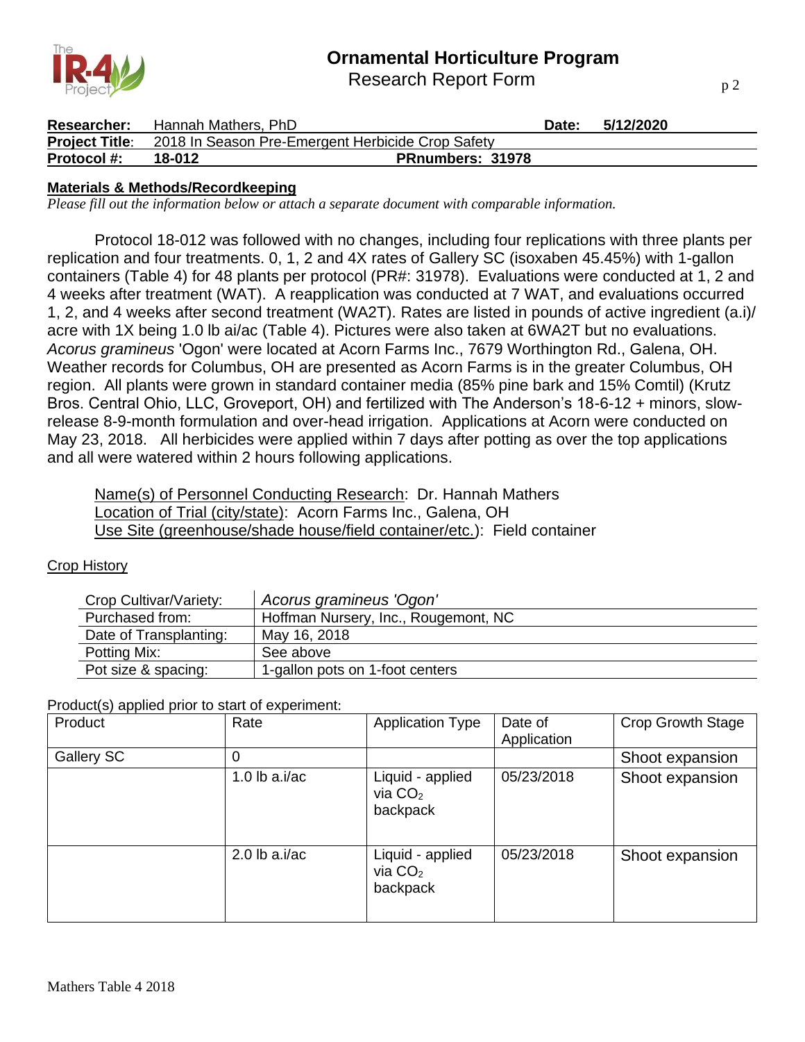# Ornamental Horticulture Program
Research Report Form

| **Researcher:** | Hannah Mathers, PhD | **Date:** | **5/12/2020** |
|---|---|---|---|
| **Project Title**: | 2018 In Season Pre-Emergent Herbicide Crop Safety | | |
| **Protocol #:** | **18-012** | **PRnumbers: 31978** | |

## Materials & Methods/Recordkeeping

*Please fill out the information below or attach a separate document with comparable information.*

Protocol 18-012 was followed with no changes, including four replications with three plants per replication and four treatments. 0, 1, 2 and 4X rates of Gallery SC (isoxaben 45.45%) with 1-gallon containers (Table 4) for 48 plants per protocol (PR#: 31978). Evaluations were conducted at 1, 2 and 4 weeks after treatment (WAT). A reapplication was conducted at 7 WAT, and evaluations occurred 1, 2, and 4 weeks after second treatment (WA2T). Rates are listed in pounds of active ingredient (a.i)/ acre with 1X being 1.0 lb ai/ac (Table 4). Pictures were also taken at 6WA2T but no evaluations. *Acorus gramineus* 'Ogon' were located at Acorn Farms Inc., 7679 Worthington Rd., Galena, OH. Weather records for Columbus, OH are presented as Acorn Farms is in the greater Columbus, OH region. All plants were grown in standard container media (85% pine bark and 15% Comtil) (Krutz Bros. Central Ohio, LLC, Groveport, OH) and fertilized with The Anderson's 18-6-12 + minors, slow-release 8-9-month formulation and over-head irrigation. Applications at Acorn were conducted on May 23, 2018. All herbicides were applied within 7 days after potting as over the top applications and all were watered within 2 hours following applications.

Name(s) of Personnel Conducting Research: Dr. Hannah Mathers
Location of Trial (city/state): Acorn Farms Inc., Galena, OH
Use Site (greenhouse/shade house/field container/etc.): Field container

### Crop History

| Crop Cultivar/Variety: | *Acorus gramineus 'Ogon'* |
|---|---|
| Purchased from: | Hoffman Nursery, Inc., Rougemont, NC |
| Date of Transplanting: | May 16, 2018 |
| Potting Mix: | See above |
| Pot size & spacing: | 1-gallon pots on 1-foot centers |

Product(s) applied prior to start of experiment:

| Product | Rate | Application Type | Date of Application | Crop Growth Stage |
|---|---|---|---|---|
| Gallery SC | 0 | | | Shoot expansion |
| | 1.0 lb a.i/ac | Liquid - applied via $CO_2$ backpack | 05/23/2018 | Shoot expansion |
| | 2.0 lb a.i/ac | Liquid - applied via $CO_2$ backpack | 05/23/2018 | Shoot expansion |

Mathers Table 4 2018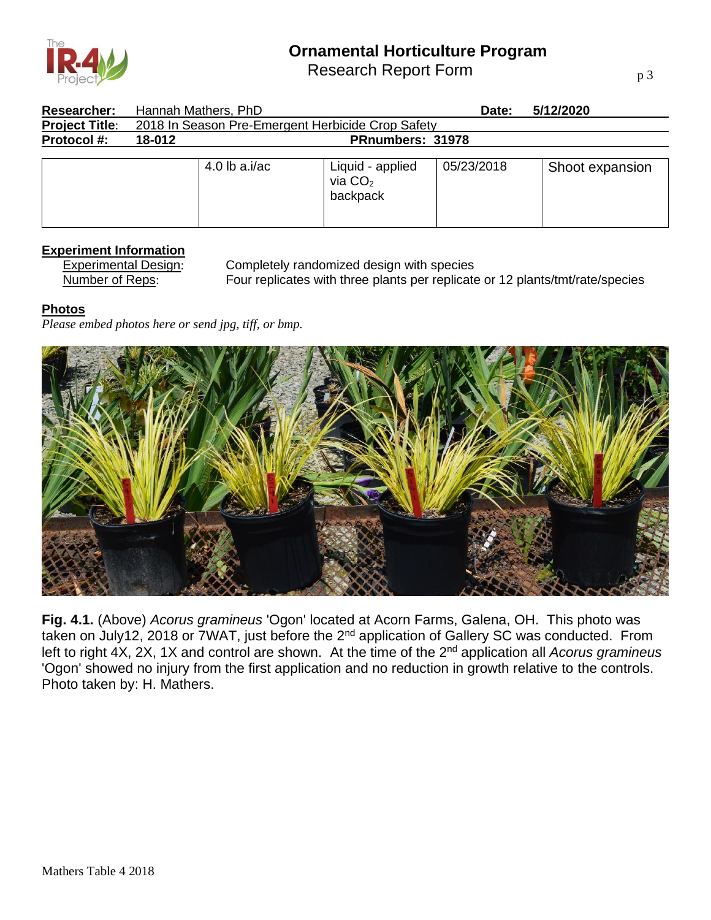**Ornamental Horticulture Program**
Research Report Form

| **Researcher:** | Hannah Mathers, PhD | **Date:** | **5/12/2020** |
|---|---|---|---|
| **Project Title**: | 2018 In Season Pre-Emergent Herbicide Crop Safety | | |
| **Protocol #:** | **18-012** | **PRnumbers: 31978** | |

| | 4.0 lb a.i/ac | Liquid - applied via $CO_2$ backpack | 05/23/2018 | Shoot expansion |
|---|---|---|---|---|

## Experiment Information

Experimental Design: Completely randomized design with species

Number of Reps: Four replicates with three plants per replicate or 12 plants/tmt/rate/species

## Photos

*Please embed photos here or send jpg, tiff, or bmp.*

**Fig. 4.1.** (Above) *Acorus gramineus* 'Ogon' located at Acorn Farms, Galena, OH. This photo was taken on July12, 2018 or 7WAT, just before the 2nd application of Gallery SC was conducted. From left to right 4X, 2X, 1X and control are shown. At the time of the 2nd application all *Acorus gramineus* 'Ogon' showed no injury from the first application and no reduction in growth relative to the controls. Photo taken by: H. Mathers.

Mathers Table 4 2018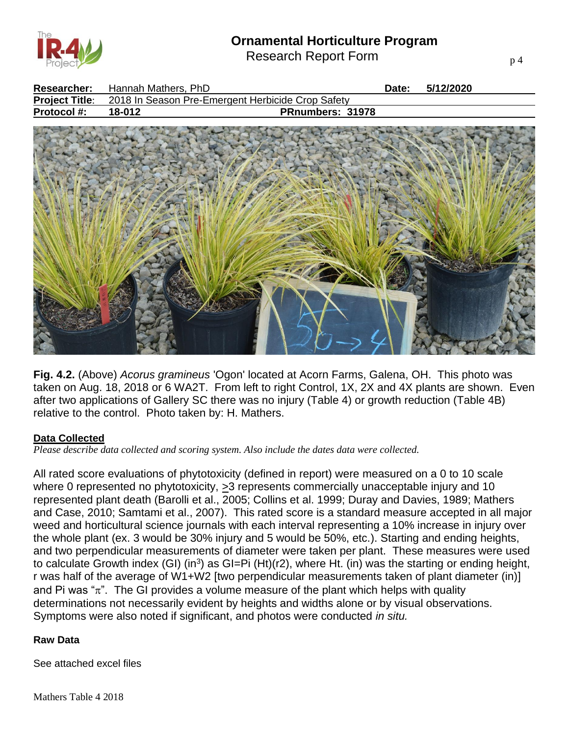| **Researcher:** | Hannah Mathers, PhD | **Date:** | **5/12/2020** |
|---|---|---|---|
| **Project Title**: | 2018 In Season Pre-Emergent Herbicide Crop Safety | | |
| **Protocol #:** | **18-012** | **PRnumbers: 31978** | |

**Fig. 4.2.** (Above) *Acorus gramineus* 'Ogon' located at Acorn Farms, Galena, OH. This photo was taken on Aug. 18, 2018 or 6 WA2T. From left to right Control, 1X, 2X and 4X plants are shown. Even after two applications of Gallery SC there was no injury (Table 4) or growth reduction (Table 4B) relative to the control. Photo taken by: H. Mathers.

## Data Collected

*Please describe data collected and scoring system. Also include the dates data were collected.*

All rated score evaluations of phytotoxicity (defined in report) were measured on a 0 to 10 scale where 0 represented no phytotoxicity, $\geq$3 represents commercially unacceptable injury and 10 represented plant death (Barolli et al., 2005; Collins et al. 1999; Duray and Davies, 1989; Mathers and Case, 2010; Samtami et al., 2007). This rated score is a standard measure accepted in all major weed and horticultural science journals with each interval representing a 10% increase in injury over the whole plant (ex. 3 would be 30% injury and 5 would be 50%, etc.). Starting and ending heights, and two perpendicular measurements of diameter were taken per plant. These measures were used to calculate Growth index (GI) ($in^3$) as GI=Pi (Ht)(r2), where Ht. (in) was the starting or ending height, r was half of the average of W1+W2 [two perpendicular measurements taken of plant diameter (in)] and Pi was "$\pi$". The GI provides a volume measure of the plant which helps with quality determinations not necessarily evident by heights and widths alone or by visual observations. Symptoms were also noted if significant, and photos were conducted *in situ.*

### Raw Data

See attached excel files

Mathers Table 4 2018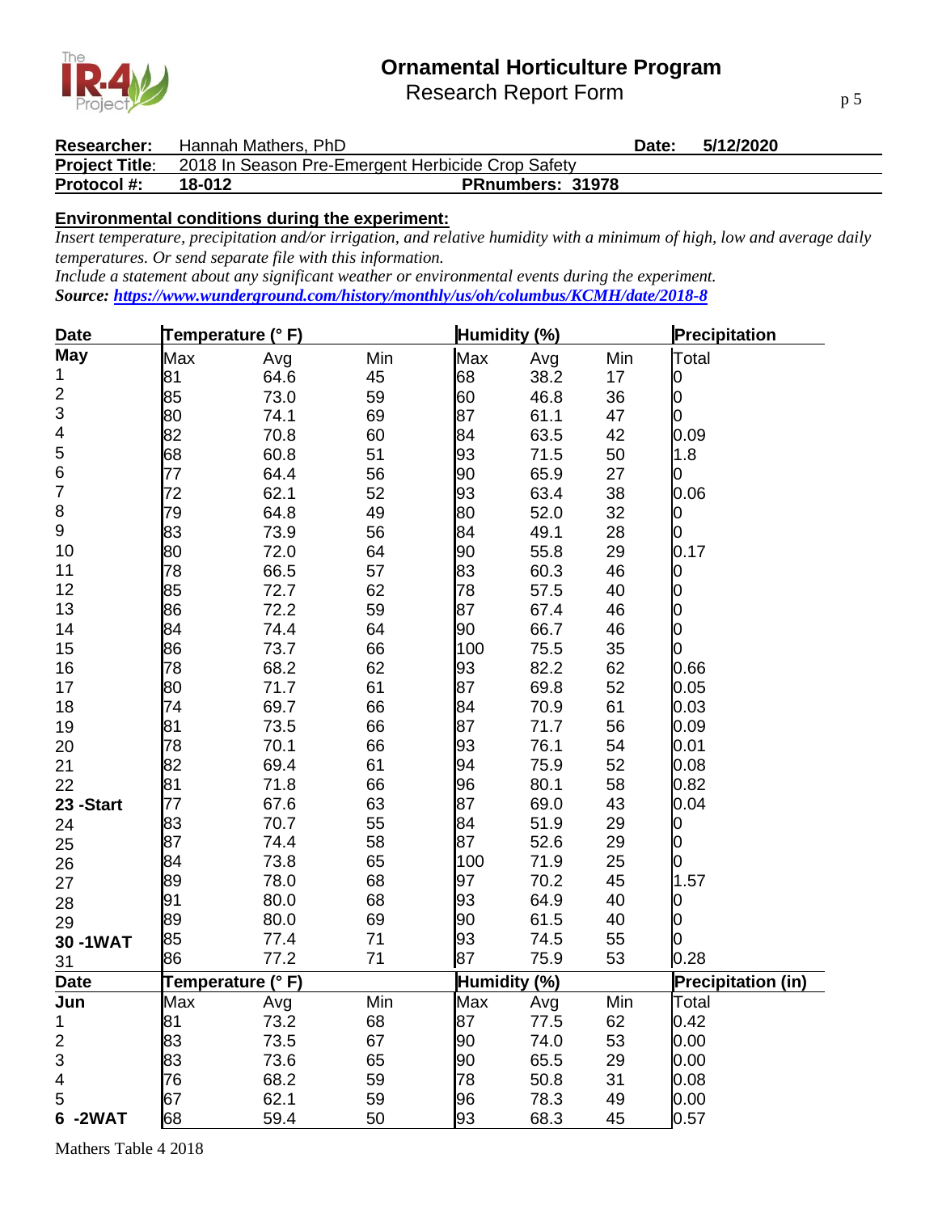# Ornamental Horticulture Program

Research Report Form

| **Researcher:** | Hannah Mathers, PhD | **Date:** | **5/12/2020** |
|---|---|---|---|
| **Project Title**: | 2018 In Season Pre-Emergent Herbicide Crop Safety | | |
| **Protocol #:** | **18-012** | **PRnumbers: 31978** | |

**Environmental conditions during the experiment:**

*Insert temperature, precipitation and/or irrigation, and relative humidity with a minimum of high, low and average daily temperatures. Or send separate file with this information.*

*Include a statement about any significant weather or environmental events during the experiment.*

***Source: https://www.wunderground.com/history/monthly/us/oh/columbus/KCMH/date/2018-8***

| **Date** | **Temperature (° F)** | | | **Humidity (%)** | | | **Precipitation** |
|---|---|---|---|---|---|---|---|
| **May** | Max | Avg | Min | Max | Avg | Min | Total |
| 1 | 81 | 64.6 | 45 | 68 | 38.2 | 17 | 0 |
| 2 | 85 | 73.0 | 59 | 60 | 46.8 | 36 | 0 |
| 3 | 80 | 74.1 | 69 | 87 | 61.1 | 47 | 0 |
| 4 | 82 | 70.8 | 60 | 84 | 63.5 | 42 | 0.09 |
| 5 | 68 | 60.8 | 51 | 93 | 71.5 | 50 | 1.8 |
| 6 | 77 | 64.4 | 56 | 90 | 65.9 | 27 | 0 |
| 7 | 72 | 62.1 | 52 | 93 | 63.4 | 38 | 0.06 |
| 8 | 79 | 64.8 | 49 | 80 | 52.0 | 32 | 0 |
| 9 | 83 | 73.9 | 56 | 84 | 49.1 | 28 | 0 |
| 10 | 80 | 72.0 | 64 | 90 | 55.8 | 29 | 0.17 |
| 11 | 78 | 66.5 | 57 | 83 | 60.3 | 46 | 0 |
| 12 | 85 | 72.7 | 62 | 78 | 57.5 | 40 | 0 |
| 13 | 86 | 72.2 | 59 | 87 | 67.4 | 46 | 0 |
| 14 | 84 | 74.4 | 64 | 90 | 66.7 | 46 | 0 |
| 15 | 86 | 73.7 | 66 | 100 | 75.5 | 35 | 0 |
| 16 | 78 | 68.2 | 62 | 93 | 82.2 | 62 | 0.66 |
| 17 | 80 | 71.7 | 61 | 87 | 69.8 | 52 | 0.05 |
| 18 | 74 | 69.7 | 66 | 84 | 70.9 | 61 | 0.03 |
| 19 | 81 | 73.5 | 66 | 87 | 71.7 | 56 | 0.09 |
| 20 | 78 | 70.1 | 66 | 93 | 76.1 | 54 | 0.01 |
| 21 | 82 | 69.4 | 61 | 94 | 75.9 | 52 | 0.08 |
| 22 | 81 | 71.8 | 66 | 96 | 80.1 | 58 | 0.82 |
| **23 -Start** | 77 | 67.6 | 63 | 87 | 69.0 | 43 | 0.04 |
| 24 | 83 | 70.7 | 55 | 84 | 51.9 | 29 | 0 |
| 25 | 87 | 74.4 | 58 | 87 | 52.6 | 29 | 0 |
| 26 | 84 | 73.8 | 65 | 100 | 71.9 | 25 | 0 |
| 27 | 89 | 78.0 | 68 | 97 | 70.2 | 45 | 1.57 |
| 28 | 91 | 80.0 | 68 | 93 | 64.9 | 40 | 0 |
| 29 | 89 | 80.0 | 69 | 90 | 61.5 | 40 | 0 |
| **30 -1WAT** | 85 | 77.4 | 71 | 93 | 74.5 | 55 | 0 |
| 31 | 86 | 77.2 | 71 | 87 | 75.9 | 53 | 0.28 |
| **Date** | **Temperature (° F)** | | | **Humidity (%)** | | | **Precipitation (in)** |
| **Jun** | Max | Avg | Min | Max | Avg | Min | Total |
| 1 | 81 | 73.2 | 68 | 87 | 77.5 | 62 | 0.42 |
| 2 | 83 | 73.5 | 67 | 90 | 74.0 | 53 | 0.00 |
| 3 | 83 | 73.6 | 65 | 90 | 65.5 | 29 | 0.00 |
| 4 | 76 | 68.2 | 59 | 78 | 50.8 | 31 | 0.08 |
| 5 | 67 | 62.1 | 59 | 96 | 78.3 | 49 | 0.00 |
| **6 -2WAT** | 68 | 59.4 | 50 | 93 | 68.3 | 45 | 0.57 |

Mathers Table 4 2018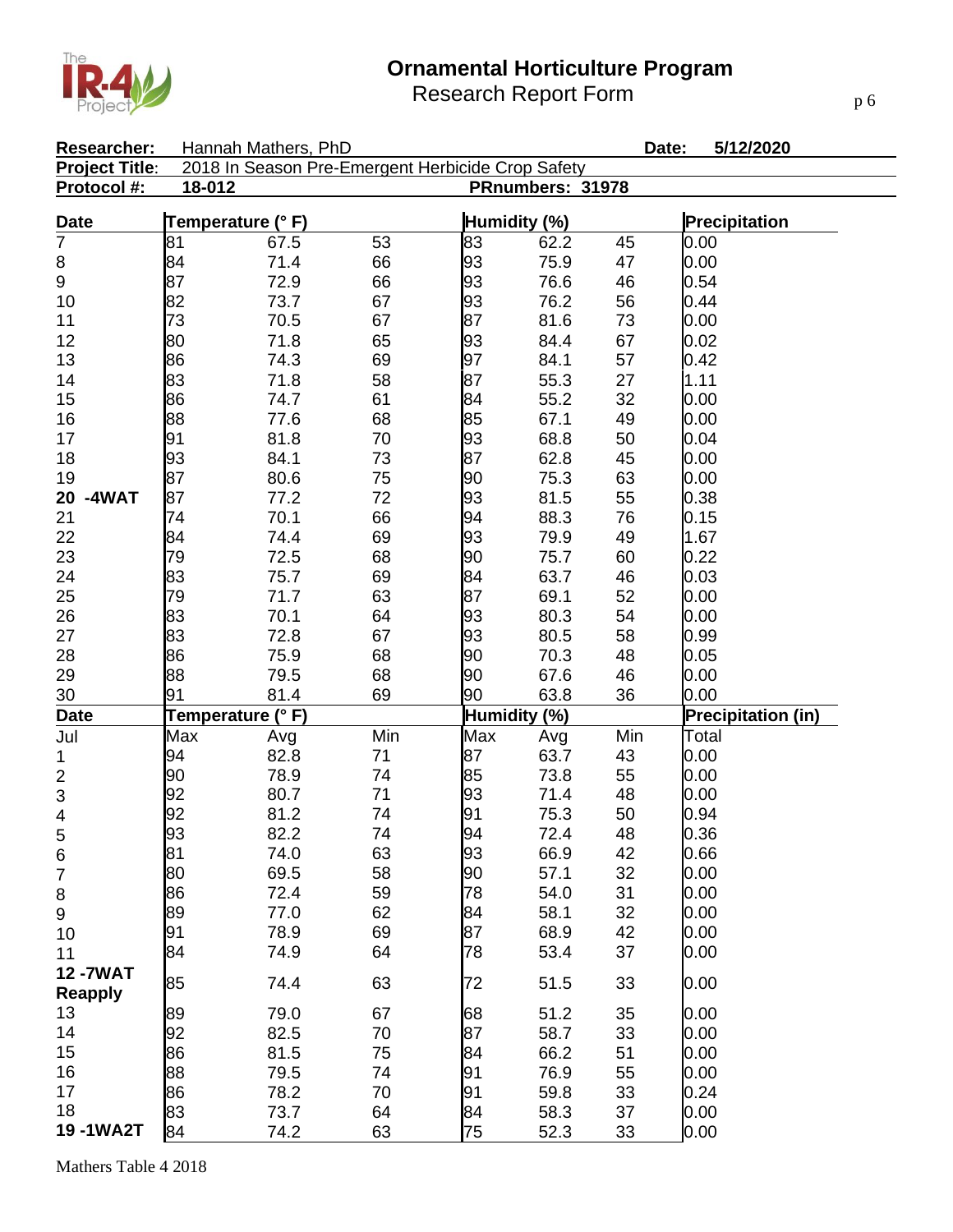# Ornamental Horticulture Program
Research Report Form

**Researcher:** Hannah Mathers, PhD **Date:** 5/12/2020
**Project Title:** 2018 In Season Pre-Emergent Herbicide Crop Safety
**Protocol #:** 18-012 **PRnumbers:** 31978

| Date | Temperature (° F) | | | Humidity (%) | | | Precipitation |
|---|---|---|---|---|---|---|---|
| 7 | 81 | 67.5 | 53 | 83 | 62.2 | 45 | 0.00 |
| 8 | 84 | 71.4 | 66 | 93 | 75.9 | 47 | 0.00 |
| 9 | 87 | 72.9 | 66 | 93 | 76.6 | 46 | 0.54 |
| 10 | 82 | 73.7 | 67 | 93 | 76.2 | 56 | 0.44 |
| 11 | 73 | 70.5 | 67 | 87 | 81.6 | 73 | 0.00 |
| 12 | 80 | 71.8 | 65 | 93 | 84.4 | 67 | 0.02 |
| 13 | 86 | 74.3 | 69 | 97 | 84.1 | 57 | 0.42 |
| 14 | 83 | 71.8 | 58 | 87 | 55.3 | 27 | 1.11 |
| 15 | 86 | 74.7 | 61 | 84 | 55.2 | 32 | 0.00 |
| 16 | 88 | 77.6 | 68 | 85 | 67.1 | 49 | 0.00 |
| 17 | 91 | 81.8 | 70 | 93 | 68.8 | 50 | 0.04 |
| 18 | 93 | 84.1 | 73 | 87 | 62.8 | 45 | 0.00 |
| 19 | 87 | 80.6 | 75 | 90 | 75.3 | 63 | 0.00 |
| **20 -4WAT** | 87 | 77.2 | 72 | 93 | 81.5 | 55 | 0.38 |
| 21 | 74 | 70.1 | 66 | 94 | 88.3 | 76 | 0.15 |
| 22 | 84 | 74.4 | 69 | 93 | 79.9 | 49 | 1.67 |
| 23 | 79 | 72.5 | 68 | 90 | 75.7 | 60 | 0.22 |
| 24 | 83 | 75.7 | 69 | 84 | 63.7 | 46 | 0.03 |
| 25 | 79 | 71.7 | 63 | 87 | 69.1 | 52 | 0.00 |
| 26 | 83 | 70.1 | 64 | 93 | 80.3 | 54 | 0.00 |
| 27 | 83 | 72.8 | 67 | 93 | 80.5 | 58 | 0.99 |
| 28 | 86 | 75.9 | 68 | 90 | 70.3 | 48 | 0.05 |
| 29 | 88 | 79.5 | 68 | 90 | 67.6 | 46 | 0.00 |
| 30 | 91 | 81.4 | 69 | 90 | 63.8 | 36 | 0.00 |
| **Date** | **Temperature (° F)** | | | **Humidity (%)** | | | **Precipitation (in)** |
| Jul | Max | Avg | Min | Max | Avg | Min | Total |
| 1 | 94 | 82.8 | 71 | 87 | 63.7 | 43 | 0.00 |
| 2 | 90 | 78.9 | 74 | 85 | 73.8 | 55 | 0.00 |
| 3 | 92 | 80.7 | 71 | 93 | 71.4 | 48 | 0.00 |
| 4 | 92 | 81.2 | 74 | 91 | 75.3 | 50 | 0.94 |
| 5 | 93 | 82.2 | 74 | 94 | 72.4 | 48 | 0.36 |
| 6 | 81 | 74.0 | 63 | 93 | 66.9 | 42 | 0.66 |
| 7 | 80 | 69.5 | 58 | 90 | 57.1 | 32 | 0.00 |
| 8 | 86 | 72.4 | 59 | 78 | 54.0 | 31 | 0.00 |
| 9 | 89 | 77.0 | 62 | 84 | 58.1 | 32 | 0.00 |
| 10 | 91 | 78.9 | 69 | 87 | 68.9 | 42 | 0.00 |
| 11 | 84 | 74.9 | 64 | 78 | 53.4 | 37 | 0.00 |
| **12 -7WAT Reapply** | 85 | 74.4 | 63 | 72 | 51.5 | 33 | 0.00 |
| 13 | 89 | 79.0 | 67 | 68 | 51.2 | 35 | 0.00 |
| 14 | 92 | 82.5 | 70 | 87 | 58.7 | 33 | 0.00 |
| 15 | 86 | 81.5 | 75 | 84 | 66.2 | 51 | 0.00 |
| 16 | 88 | 79.5 | 74 | 91 | 76.9 | 55 | 0.00 |
| 17 | 86 | 78.2 | 70 | 91 | 59.8 | 33 | 0.24 |
| 18 | 83 | 73.7 | 64 | 84 | 58.3 | 37 | 0.00 |
| **19 -1WA2T** | 84 | 74.2 | 63 | 75 | 52.3 | 33 | 0.00 |

Mathers Table 4 2018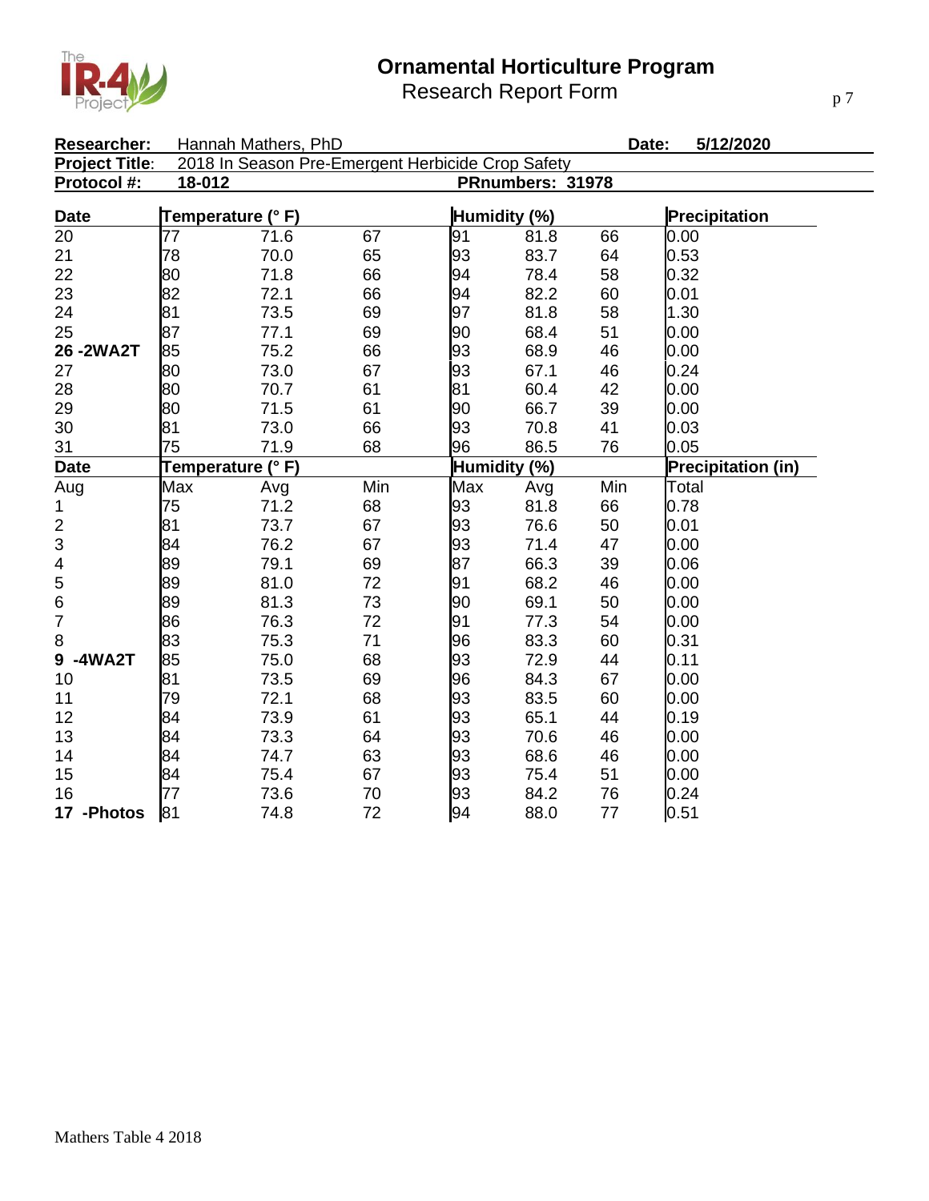## Ornamental Horticulture Program
Research Report Form

**Researcher:** Hannah Mathers, PhD **Date:** 5/12/2020

**Project Title:** 2018 In Season Pre-Emergent Herbicide Crop Safety

**Protocol #:** 18-012 **PRnumbers:** 31978

| Date | Temperature (° F) | | | Humidity (%) | | | Precipitation |
|---|---|---|---|---|---|---|---|
| 20 | 77 | 71.6 | 67 | 91 | 81.8 | 66 | 0.00 |
| 21 | 78 | 70.0 | 65 | 93 | 83.7 | 64 | 0.53 |
| 22 | 80 | 71.8 | 66 | 94 | 78.4 | 58 | 0.32 |
| 23 | 82 | 72.1 | 66 | 94 | 82.2 | 60 | 0.01 |
| 24 | 81 | 73.5 | 69 | 97 | 81.8 | 58 | 1.30 |
| 25 | 87 | 77.1 | 69 | 90 | 68.4 | 51 | 0.00 |
| **26 -2WA2T** | 85 | 75.2 | 66 | 93 | 68.9 | 46 | 0.00 |
| 27 | 80 | 73.0 | 67 | 93 | 67.1 | 46 | 0.24 |
| 28 | 80 | 70.7 | 61 | 81 | 60.4 | 42 | 0.00 |
| 29 | 80 | 71.5 | 61 | 90 | 66.7 | 39 | 0.00 |
| 30 | 81 | 73.0 | 66 | 93 | 70.8 | 41 | 0.03 |
| 31 | 75 | 71.9 | 68 | 96 | 86.5 | 76 | 0.05 |

| Date | Temperature (° F) | | | Humidity (%) | | | Precipitation (in) |
|---|---|---|---|---|---|---|---|
| Aug | Max | Avg | Min | Max | Avg | Min | Total |
| 1 | 75 | 71.2 | 68 | 93 | 81.8 | 66 | 0.78 |
| 2 | 81 | 73.7 | 67 | 93 | 76.6 | 50 | 0.01 |
| 3 | 84 | 76.2 | 67 | 93 | 71.4 | 47 | 0.00 |
| 4 | 89 | 79.1 | 69 | 87 | 66.3 | 39 | 0.06 |
| 5 | 89 | 81.0 | 72 | 91 | 68.2 | 46 | 0.00 |
| 6 | 89 | 81.3 | 73 | 90 | 69.1 | 50 | 0.00 |
| 7 | 86 | 76.3 | 72 | 91 | 77.3 | 54 | 0.00 |
| 8 | 83 | 75.3 | 71 | 96 | 83.3 | 60 | 0.31 |
| **9 -4WA2T** | 85 | 75.0 | 68 | 93 | 72.9 | 44 | 0.11 |
| 10 | 81 | 73.5 | 69 | 96 | 84.3 | 67 | 0.00 |
| 11 | 79 | 72.1 | 68 | 93 | 83.5 | 60 | 0.00 |
| 12 | 84 | 73.9 | 61 | 93 | 65.1 | 44 | 0.19 |
| 13 | 84 | 73.3 | 64 | 93 | 70.6 | 46 | 0.00 |
| 14 | 84 | 74.7 | 63 | 93 | 68.6 | 46 | 0.00 |
| 15 | 84 | 75.4 | 67 | 93 | 75.4 | 51 | 0.00 |
| 16 | 77 | 73.6 | 70 | 93 | 84.2 | 76 | 0.24 |
| **17 -Photos** | 81 | 74.8 | 72 | 94 | 88.0 | 77 | 0.51 |

Mathers Table 4 2018